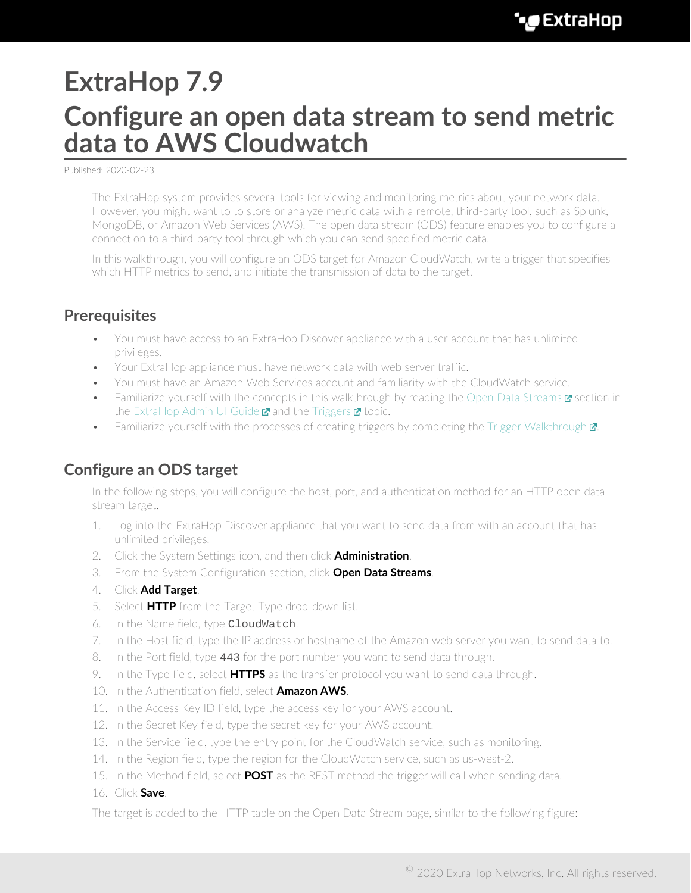# ExtraHop 7.9

# Configure an open data stream to send metric data to AWS Cloudwatch

Published: 2020-02-23

The ExtraHop system provides several tools for viewing and monitoring metrics about your network data. However, you might want to to store or analyze metric data with a remote, third-party tool, such as Splunk, MongoDB, or Amazon Web Services (AWS). The open data stream (ODS) feature enables you to configure a connection to a third-party tool through which you can send specified metric data.

In this walkthrough, you will configure an ODS target for Amazon CloudWatch, write a trigger that specifies which HTTP metrics to send, and initiate the transmission of data to the target.

## Prerequisites

- You must have access to an ExtraHop Discover appliance with a user account that has unlimited privileges.
- Your ExtraHop appliance must have network data with web server traffic.
- You must have an Amazon Web Services account and familiarity with the CloudWatch service.
- Familiarize yourself with the concepts in this walkthrough by reading the Open Data Streams section in the ExtraHop Admin UI Guide and the Triggers topic.
- Familiarize yourself with the processes of creating triggers by completing the Trigger Walkthrough.

## Configure an ODS target

In the following steps, you will configure the host, port, and authentication method for an HTTP open data stream target.

1. Log into the ExtraHop Discover appliance that you want to send data from with an account that has unlimited privileges.
2. Click the System Settings icon, and then click **Administration**.
3. From the System Configuration section, click **Open Data Streams**.
4. Click **Add Target**.
5. Select **HTTP** from the Target Type drop-down list.
6. In the Name field, type `CloudWatch`.
7. In the Host field, type the IP address or hostname of the Amazon web server you want to send data to.
8. In the Port field, type `443` for the port number you want to send data through.
9. In the Type field, select **HTTPS** as the transfer protocol you want to send data through.
10. In the Authentication field, select **Amazon AWS**.
11. In the Access Key ID field, type the access key for your AWS account.
12. In the Secret Key field, type the secret key for your AWS account.
13. In the Service field, type the entry point for the CloudWatch service, such as monitoring.
14. In the Region field, type the region for the CloudWatch service, such as us-west-2.
15. In the Method field, select **POST** as the REST method the trigger will call when sending data.
16. Click **Save**.

The target is added to the HTTP table on the Open Data Stream page, similar to the following figure: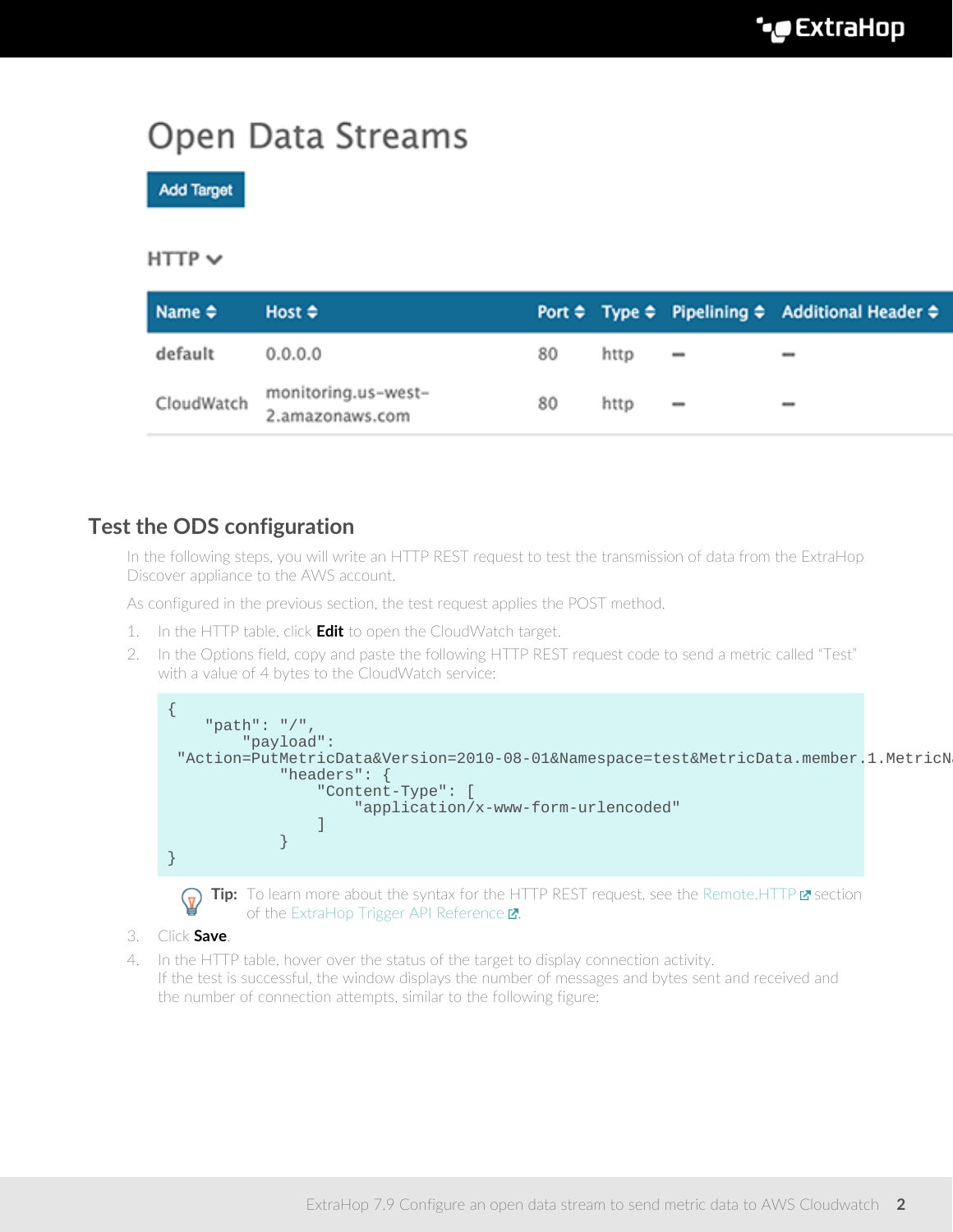# Open Data Streams

Add Target

HTTP

| Name | Host | Port | Type | Pipelining | Additional Header |
|---|---|---|---|---|---|
| default | 0.0.0.0 | 80 | http | — | — |
| CloudWatch | monitoring.us-west-2.amazonaws.com | 80 | http | — | — |

## Test the ODS configuration

In the following steps, you will write an HTTP REST request to test the transmission of data from the ExtraHop Discover appliance to the AWS account.

As configured in the previous section, the test request applies the POST method.

1. In the HTTP table, click **Edit** to open the CloudWatch target.
2. In the Options field, copy and paste the following HTTP REST request code to send a metric called "Test" with a value of 4 bytes to the CloudWatch service:

```
{
    "path": "/",
        "payload":
 "Action=PutMetricData&Version=2010-08-01&Namespace=test&MetricData.member.1.MetricN
            "headers": {
                "Content-Type": [
                    "application/x-www-form-urlencoded"
                ]
            }
}
```

**Tip:** To learn more about the syntax for the HTTP REST request, see the Remote.HTTP section of the ExtraHop Trigger API Reference.

3. Click **Save**.
4. In the HTTP table, hover over the status of the target to display connection activity. If the test is successful, the window displays the number of messages and bytes sent and received and the number of connection attempts, similar to the following figure: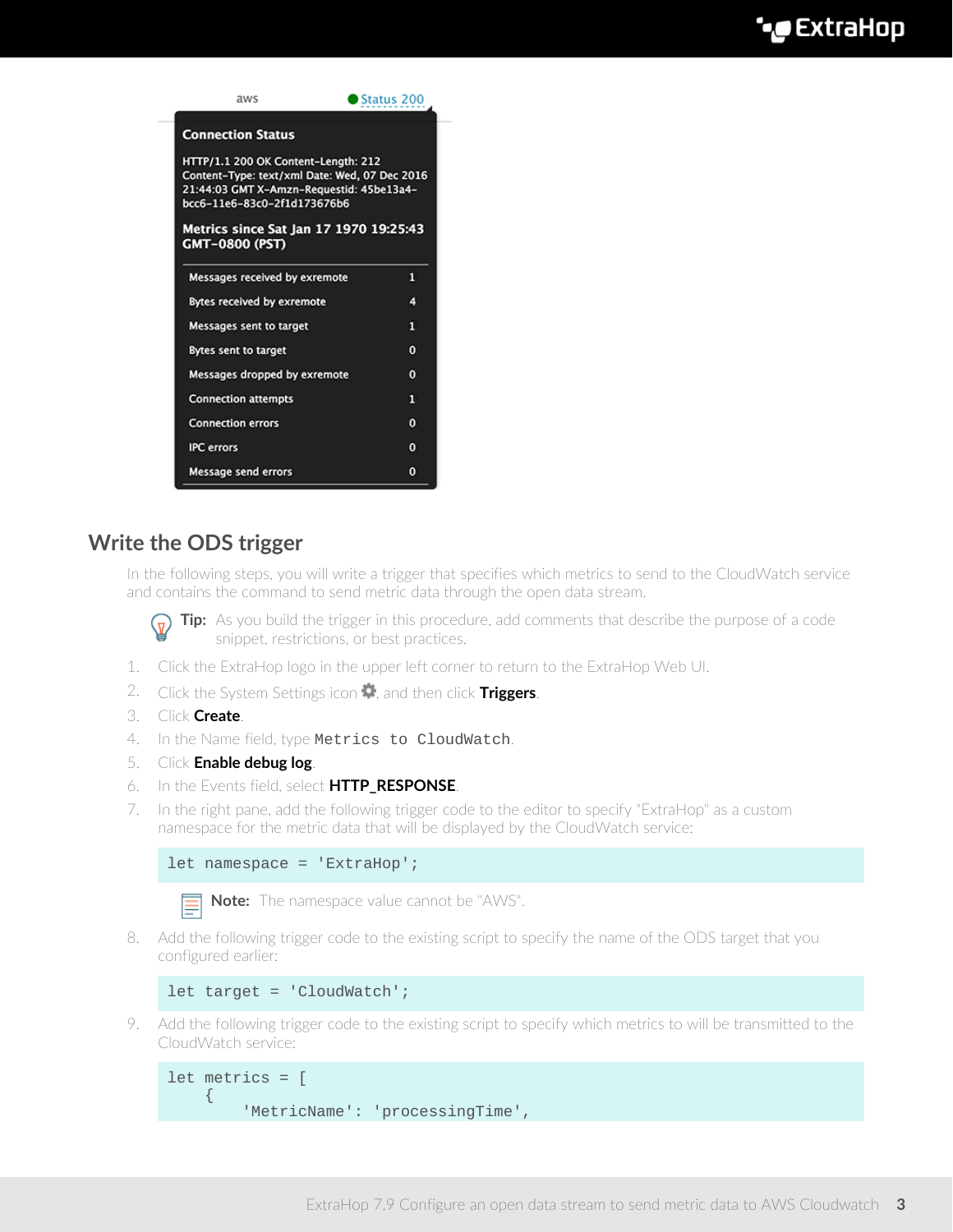aws ● Status 200

**Connection Status**

HTTP/1.1 200 OK Content-Length: 212 Content-Type: text/xml Date: Wed, 07 Dec 2016 21:44:03 GMT X-Amzn-Requestid: 45be13a4-bcc6-11e6-83c0-2f1d173676b6

**Metrics since Sat Jan 17 1970 19:25:43 GMT-0800 (PST)**

| Metric | Value |
| --- | --- |
| Messages received by exremote | 1 |
| Bytes received by exremote | 4 |
| Messages sent to target | 1 |
| Bytes sent to target | 0 |
| Messages dropped by exremote | 0 |
| Connection attempts | 1 |
| Connection errors | 0 |
| IPC errors | 0 |
| Message send errors | 0 |

## Write the ODS trigger

In the following steps, you will write a trigger that specifies which metrics to send to the CloudWatch service and contains the command to send metric data through the open data stream.

**Tip:** As you build the trigger in this procedure, add comments that describe the purpose of a code snippet, restrictions, or best practices.

1. Click the ExtraHop logo in the upper left corner to return to the ExtraHop Web UI.
2. Click the System Settings icon, and then click **Triggers**.
3. Click **Create**.
4. In the Name field, type `Metrics to CloudWatch`.
5. Click **Enable debug log**.
6. In the Events field, select **HTTP_RESPONSE**.
7. In the right pane, add the following trigger code to the editor to specify "ExtraHop" as a custom namespace for the metric data that will be displayed by the CloudWatch service:

   ```
   let namespace = 'ExtraHop';
   ```

   **Note:** The namespace value cannot be "AWS".

8. Add the following trigger code to the existing script to specify the name of the ODS target that you configured earlier:

   ```
   let target = 'CloudWatch';
   ```

9. Add the following trigger code to the existing script to specify which metrics to will be transmitted to the CloudWatch service:

   ```
   let metrics = [
       {
           'MetricName': 'processingTime',
   ```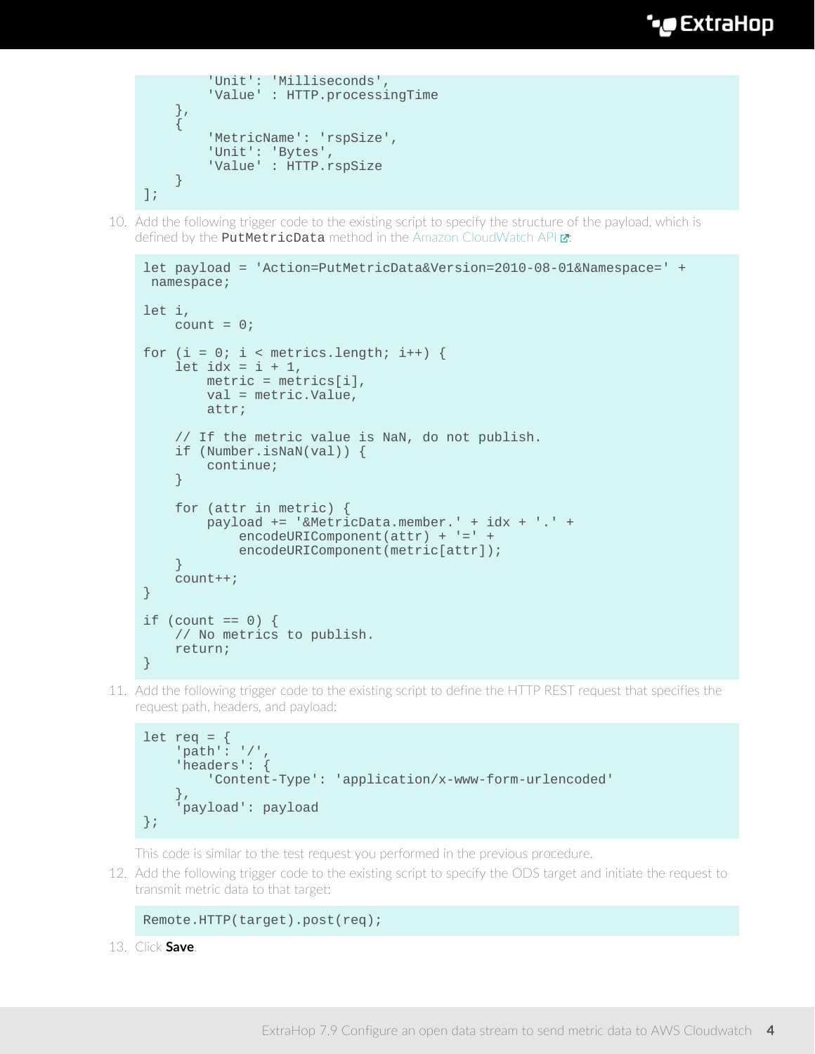```
        'Unit': 'Milliseconds',
        'Value' : HTTP.processingTime
    },
    {
        'MetricName': 'rspSize',
        'Unit': 'Bytes',
        'Value' : HTTP.rspSize
    }
];
```

10. Add the following trigger code to the existing script to specify the structure of the payload, which is defined by the `PutMetricData` method in the Amazon CloudWatch API:

```
let payload = 'Action=PutMetricData&Version=2010-08-01&Namespace=' +
 namespace;

let i,
    count = 0;

for (i = 0; i < metrics.length; i++) {
    let idx = i + 1,
        metric = metrics[i],
        val = metric.Value,
        attr;

    // If the metric value is NaN, do not publish.
    if (Number.isNaN(val)) {
        continue;
    }

    for (attr in metric) {
        payload += '&MetricData.member.' + idx + '.' +
            encodeURIComponent(attr) + '=' +
            encodeURIComponent(metric[attr]);
    }
    count++;
}

if (count == 0) {
    // No metrics to publish.
    return;
}
```

11. Add the following trigger code to the existing script to define the HTTP REST request that specifies the request path, headers, and payload:

```
let req = {
    'path': '/',
    'headers': {
        'Content-Type': 'application/x-www-form-urlencoded'
    },
    'payload': payload
};
```

This code is similar to the test request you performed in the previous procedure.

12. Add the following trigger code to the existing script to specify the ODS target and initiate the request to transmit metric data to that target:

```
Remote.HTTP(target).post(req);
```

13. Click **Save**.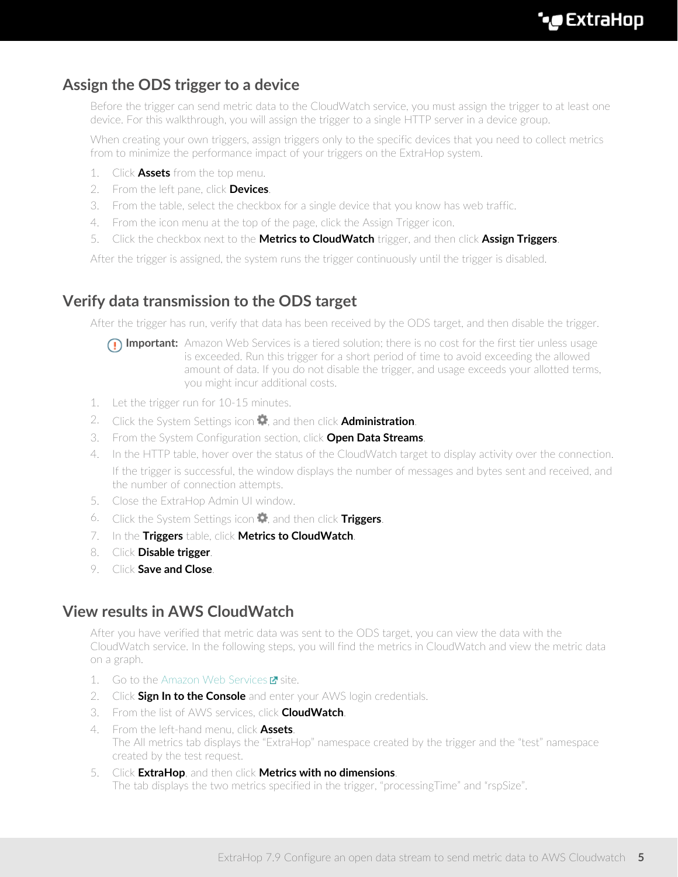## Assign the ODS trigger to a device

Before the trigger can send metric data to the CloudWatch service, you must assign the trigger to at least one device. For this walkthrough, you will assign the trigger to a single HTTP server in a device group.

When creating your own triggers, assign triggers only to the specific devices that you need to collect metrics from to minimize the performance impact of your triggers on the ExtraHop system.

1. Click **Assets** from the top menu.
2. From the left pane, click **Devices**.
3. From the table, select the checkbox for a single device that you know has web traffic.
4. From the icon menu at the top of the page, click the Assign Trigger icon.
5. Click the checkbox next to the **Metrics to CloudWatch** trigger, and then click **Assign Triggers**.

After the trigger is assigned, the system runs the trigger continuously until the trigger is disabled.

## Verify data transmission to the ODS target

After the trigger has run, verify that data has been received by the ODS target, and then disable the trigger.

> **Important:** Amazon Web Services is a tiered solution; there is no cost for the first tier unless usage is exceeded. Run this trigger for a short period of time to avoid exceeding the allowed amount of data. If you do not disable the trigger, and usage exceeds your allotted terms, you might incur additional costs.

1. Let the trigger run for 10-15 minutes.
2. Click the System Settings icon, and then click **Administration**.
3. From the System Configuration section, click **Open Data Streams**.
4. In the HTTP table, hover over the status of the CloudWatch target to display activity over the connection.

   If the trigger is successful, the window displays the number of messages and bytes sent and received, and the number of connection attempts.
5. Close the ExtraHop Admin UI window.
6. Click the System Settings icon, and then click **Triggers**.
7. In the **Triggers** table, click **Metrics to CloudWatch**.
8. Click **Disable trigger**.
9. Click **Save and Close**.

## View results in AWS CloudWatch

After you have verified that metric data was sent to the ODS target, you can view the data with the CloudWatch service. In the following steps, you will find the metrics in CloudWatch and view the metric data on a graph.

1. Go to the Amazon Web Services site.
2. Click **Sign In to the Console** and enter your AWS login credentials.
3. From the list of AWS services, click **CloudWatch**.
4. From the left-hand menu, click **Assets**.
   The All metrics tab displays the "ExtraHop" namespace created by the trigger and the "test" namespace created by the test request.
5. Click **ExtraHop**, and then click **Metrics with no dimensions**.
   The tab displays the two metrics specified in the trigger, "processingTime" and "rspSize".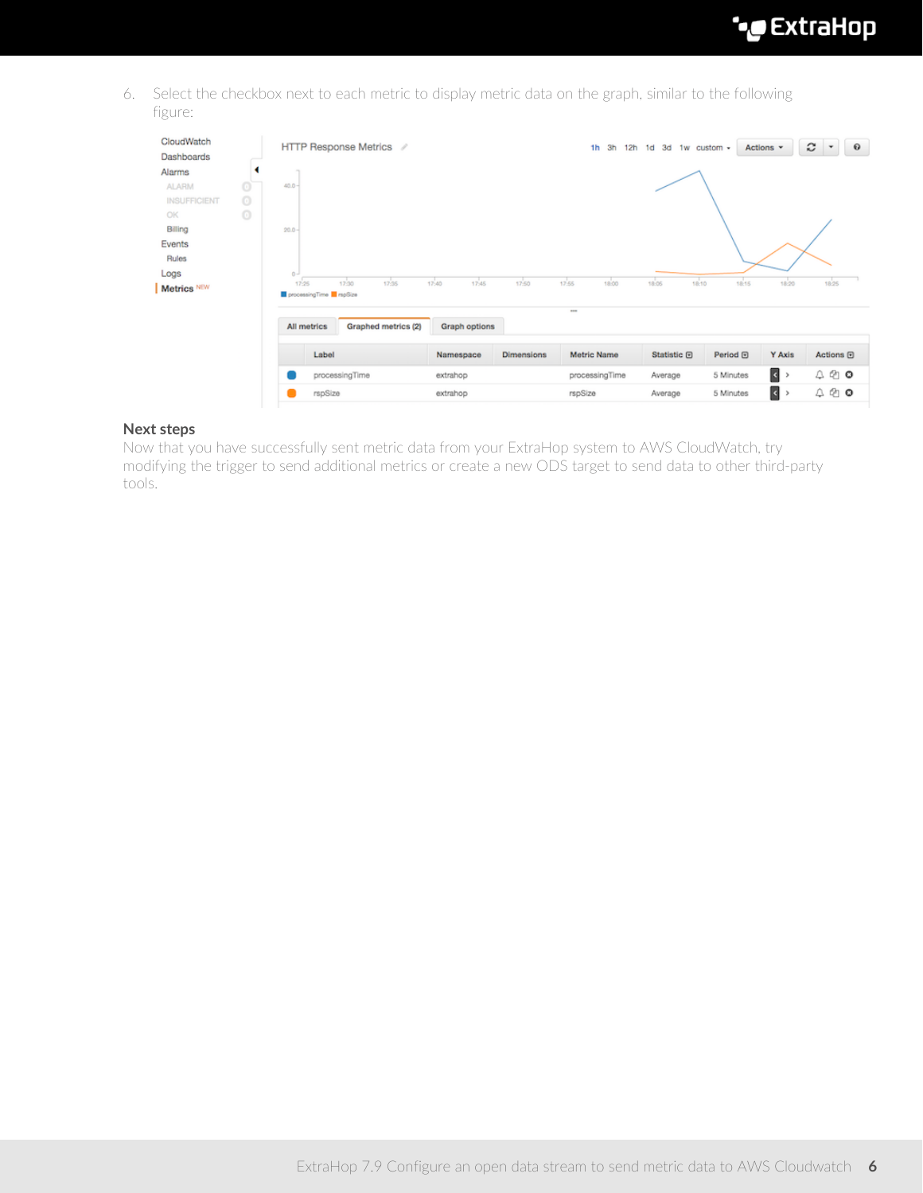6. Select the checkbox next to each metric to display metric data on the graph, similar to the following figure:

## Next steps

Now that you have successfully sent metric data from your ExtraHop system to AWS CloudWatch, try modifying the trigger to send additional metrics or create a new ODS target to send data to other third-party tools.